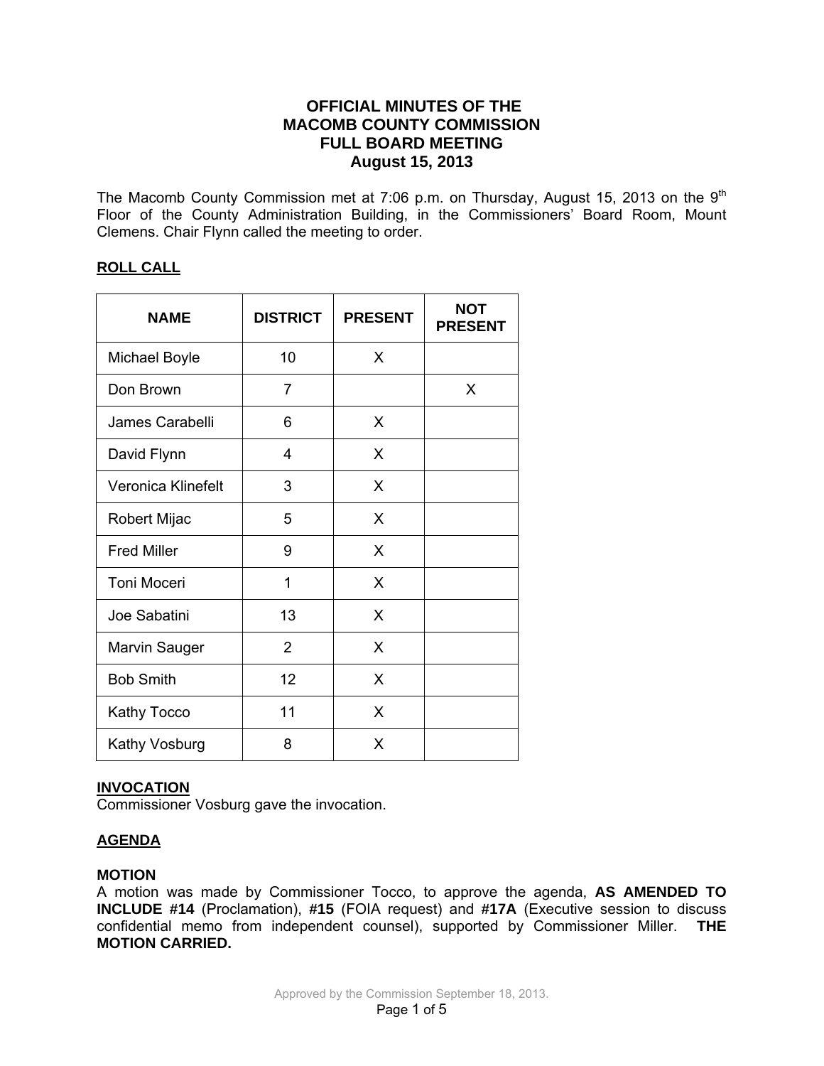# OFFICIAL MINUTES OF THE MACOMB COUNTY COMMISSION FULL BOARD MEETING August 15, 2013

The Macomb County Commission met at 7:06 p.m. on Thursday, August 15, 2013 on the 9th Floor of the County Administration Building, in the Commissioners' Board Room, Mount Clemens. Chair Flynn called the meeting to order.

**ROLL CALL**

| NAME | DISTRICT | PRESENT | NOT PRESENT |
|---|---|---|---|
| Michael Boyle | 10 | X | |
| Don Brown | 7 | | X |
| James Carabelli | 6 | X | |
| David Flynn | 4 | X | |
| Veronica Klinefelt | 3 | X | |
| Robert Mijac | 5 | X | |
| Fred Miller | 9 | X | |
| Toni Moceri | 1 | X | |
| Joe Sabatini | 13 | X | |
| Marvin Sauger | 2 | X | |
| Bob Smith | 12 | X | |
| Kathy Tocco | 11 | X | |
| Kathy Vosburg | 8 | X | |

**INVOCATION**
Commissioner Vosburg gave the invocation.

**AGENDA**

**MOTION**
A motion was made by Commissioner Tocco, to approve the agenda, **AS AMENDED TO INCLUDE #14** (Proclamation), **#15** (FOIA request) and **#17A** (Executive session to discuss confidential memo from independent counsel), supported by Commissioner Miller. **THE MOTION CARRIED.**

Approved by the Commission September 18, 2013.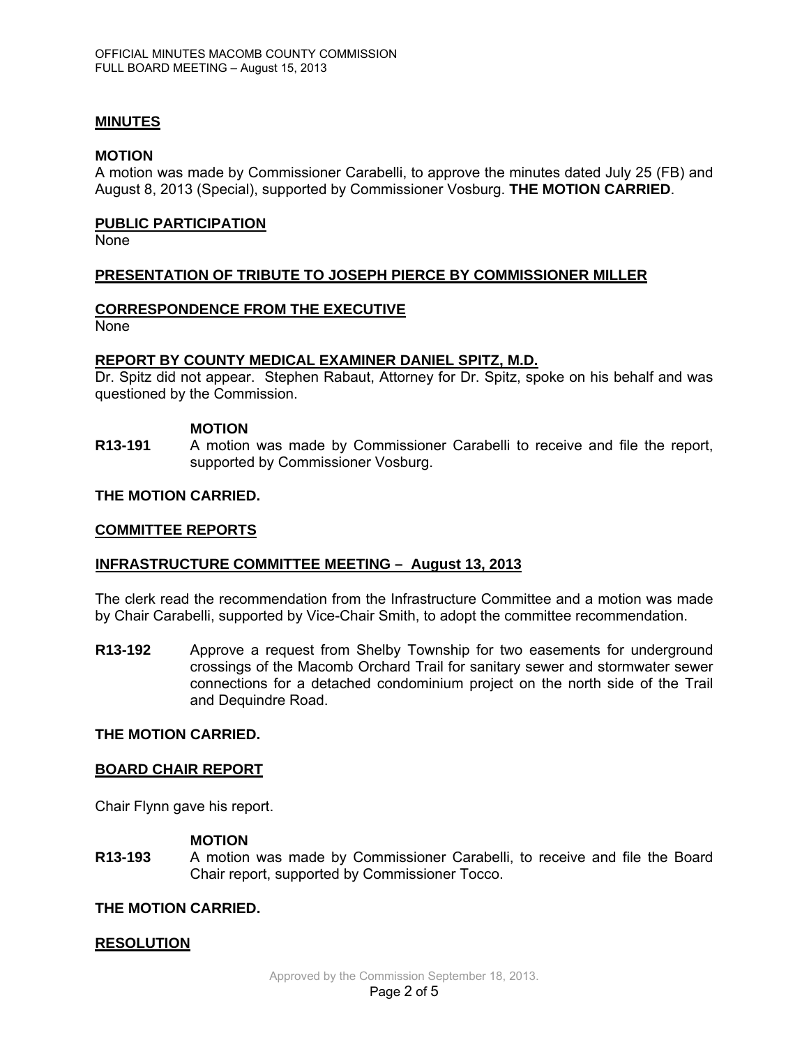**MINUTES**

**MOTION**
A motion was made by Commissioner Carabelli, to approve the minutes dated July 25 (FB) and August 8, 2013 (Special), supported by Commissioner Vosburg. **THE MOTION CARRIED**.

**PUBLIC PARTICIPATION**
None

**PRESENTATION OF TRIBUTE TO JOSEPH PIERCE BY COMMISSIONER MILLER**

**CORRESPONDENCE FROM THE EXECUTIVE**
None

**REPORT BY COUNTY MEDICAL EXAMINER DANIEL SPITZ, M.D.**
Dr. Spitz did not appear. Stephen Rabaut, Attorney for Dr. Spitz, spoke on his behalf and was questioned by the Commission.

**MOTION**

**R13-191** A motion was made by Commissioner Carabelli to receive and file the report, supported by Commissioner Vosburg.

**THE MOTION CARRIED.**

**COMMITTEE REPORTS**

**INFRASTRUCTURE COMMITTEE MEETING – August 13, 2013**

The clerk read the recommendation from the Infrastructure Committee and a motion was made by Chair Carabelli, supported by Vice-Chair Smith, to adopt the committee recommendation.

**R13-192** Approve a request from Shelby Township for two easements for underground crossings of the Macomb Orchard Trail for sanitary sewer and stormwater sewer connections for a detached condominium project on the north side of the Trail and Dequindre Road.

**THE MOTION CARRIED.**

**BOARD CHAIR REPORT**

Chair Flynn gave his report.

**MOTION**

**R13-193** A motion was made by Commissioner Carabelli, to receive and file the Board Chair report, supported by Commissioner Tocco.

**THE MOTION CARRIED.**

**RESOLUTION**

Approved by the Commission September 18, 2013.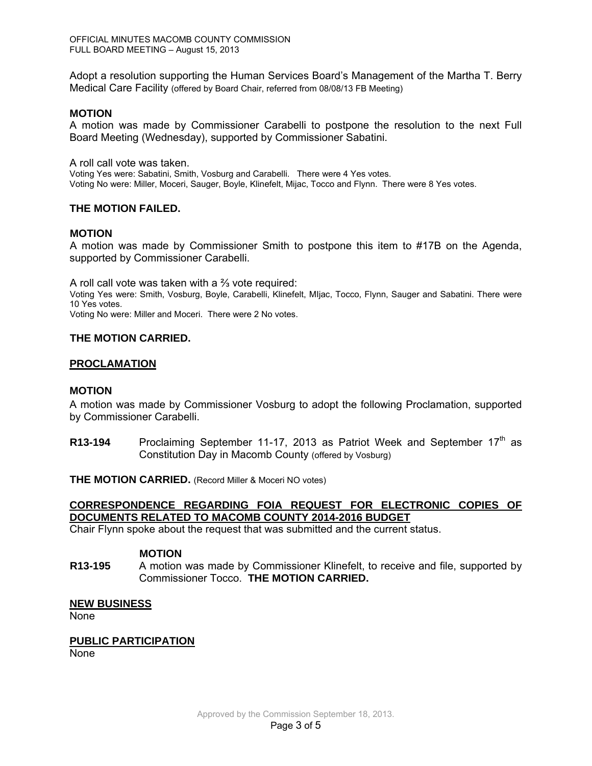Adopt a resolution supporting the Human Services Board's Management of the Martha T. Berry Medical Care Facility (offered by Board Chair, referred from 08/08/13 FB Meeting)

**MOTION**

A motion was made by Commissioner Carabelli to postpone the resolution to the next Full Board Meeting (Wednesday), supported by Commissioner Sabatini.

A roll call vote was taken.
Voting Yes were: Sabatini, Smith, Vosburg and Carabelli. There were 4 Yes votes.
Voting No were: Miller, Moceri, Sauger, Boyle, Klinefelt, Mijac, Tocco and Flynn. There were 8 Yes votes.

**THE MOTION FAILED.**

**MOTION**

A motion was made by Commissioner Smith to postpone this item to #17B on the Agenda, supported by Commissioner Carabelli.

A roll call vote was taken with a ⅔ vote required:
Voting Yes were: Smith, Vosburg, Boyle, Carabelli, Klinefelt, MIjac, Tocco, Flynn, Sauger and Sabatini. There were 10 Yes votes.
Voting No were: Miller and Moceri. There were 2 No votes.

**THE MOTION CARRIED.**

## PROCLAMATION

**MOTION**

A motion was made by Commissioner Vosburg to adopt the following Proclamation, supported by Commissioner Carabelli.

**R13-194** Proclaiming September 11-17, 2013 as Patriot Week and September 17th as Constitution Day in Macomb County (offered by Vosburg)

**THE MOTION CARRIED.** (Record Miller & Moceri NO votes)

## CORRESPONDENCE REGARDING FOIA REQUEST FOR ELECTRONIC COPIES OF DOCUMENTS RELATED TO MACOMB COUNTY 2014-2016 BUDGET

Chair Flynn spoke about the request that was submitted and the current status.

**MOTION**

**R13-195** A motion was made by Commissioner Klinefelt, to receive and file, supported by Commissioner Tocco. **THE MOTION CARRIED.**

## NEW BUSINESS

None

## PUBLIC PARTICIPATION

None

Approved by the Commission September 18, 2013.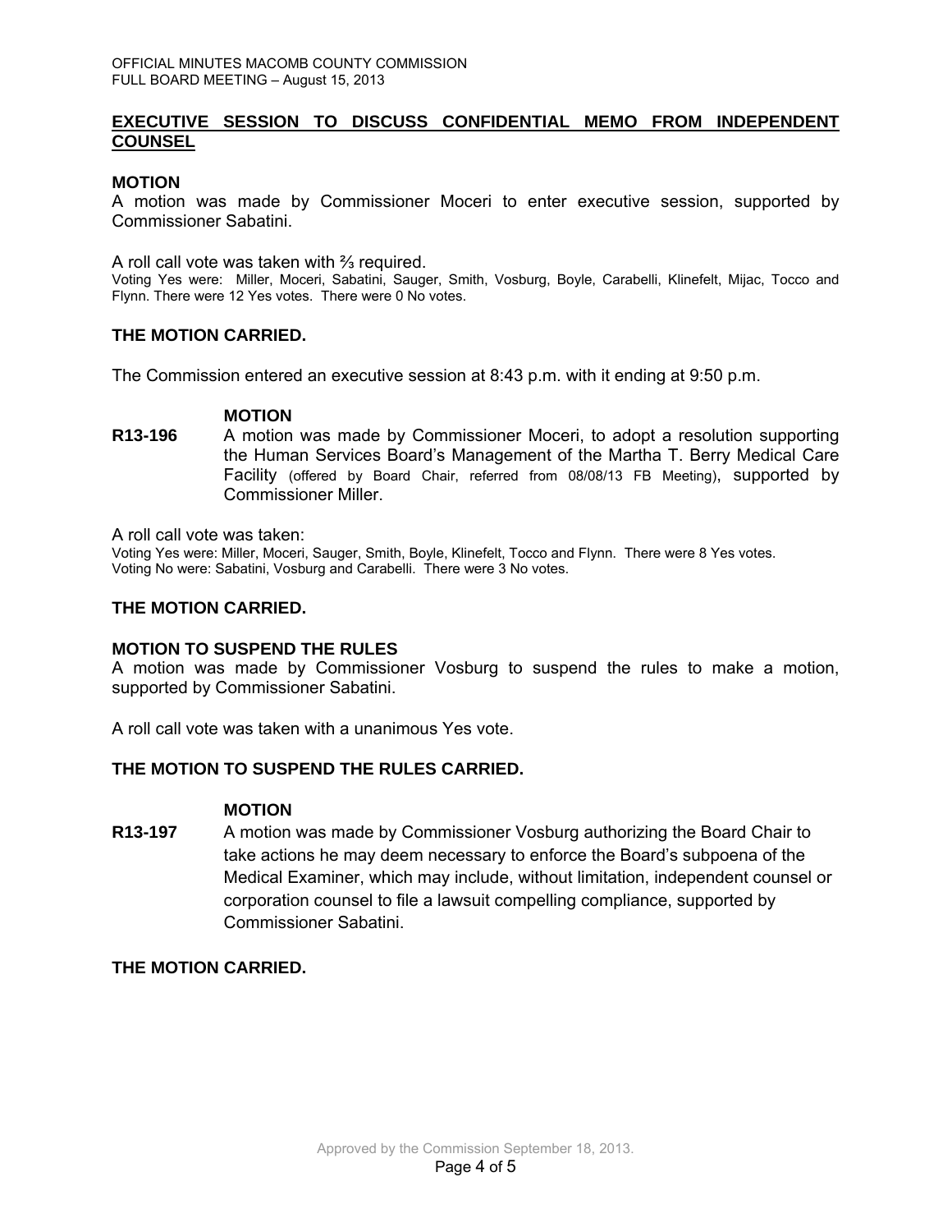## EXECUTIVE SESSION TO DISCUSS CONFIDENTIAL MEMO FROM INDEPENDENT COUNSEL

**MOTION**

A motion was made by Commissioner Moceri to enter executive session, supported by Commissioner Sabatini.

A roll call vote was taken with ⅔ required.

Voting Yes were: Miller, Moceri, Sabatini, Sauger, Smith, Vosburg, Boyle, Carabelli, Klinefelt, Mijac, Tocco and Flynn. There were 12 Yes votes. There were 0 No votes.

**THE MOTION CARRIED.**

The Commission entered an executive session at 8:43 p.m. with it ending at 9:50 p.m.

**MOTION**

**R13-196** A motion was made by Commissioner Moceri, to adopt a resolution supporting the Human Services Board's Management of the Martha T. Berry Medical Care Facility (offered by Board Chair, referred from 08/08/13 FB Meeting), supported by Commissioner Miller.

A roll call vote was taken:

Voting Yes were: Miller, Moceri, Sauger, Smith, Boyle, Klinefelt, Tocco and Flynn. There were 8 Yes votes.
Voting No were: Sabatini, Vosburg and Carabelli. There were 3 No votes.

**THE MOTION CARRIED.**

**MOTION TO SUSPEND THE RULES**

A motion was made by Commissioner Vosburg to suspend the rules to make a motion, supported by Commissioner Sabatini.

A roll call vote was taken with a unanimous Yes vote.

**THE MOTION TO SUSPEND THE RULES CARRIED.**

**MOTION**

**R13-197** A motion was made by Commissioner Vosburg authorizing the Board Chair to take actions he may deem necessary to enforce the Board's subpoena of the Medical Examiner, which may include, without limitation, independent counsel or corporation counsel to file a lawsuit compelling compliance, supported by Commissioner Sabatini.

**THE MOTION CARRIED.**

Approved by the Commission September 18, 2013.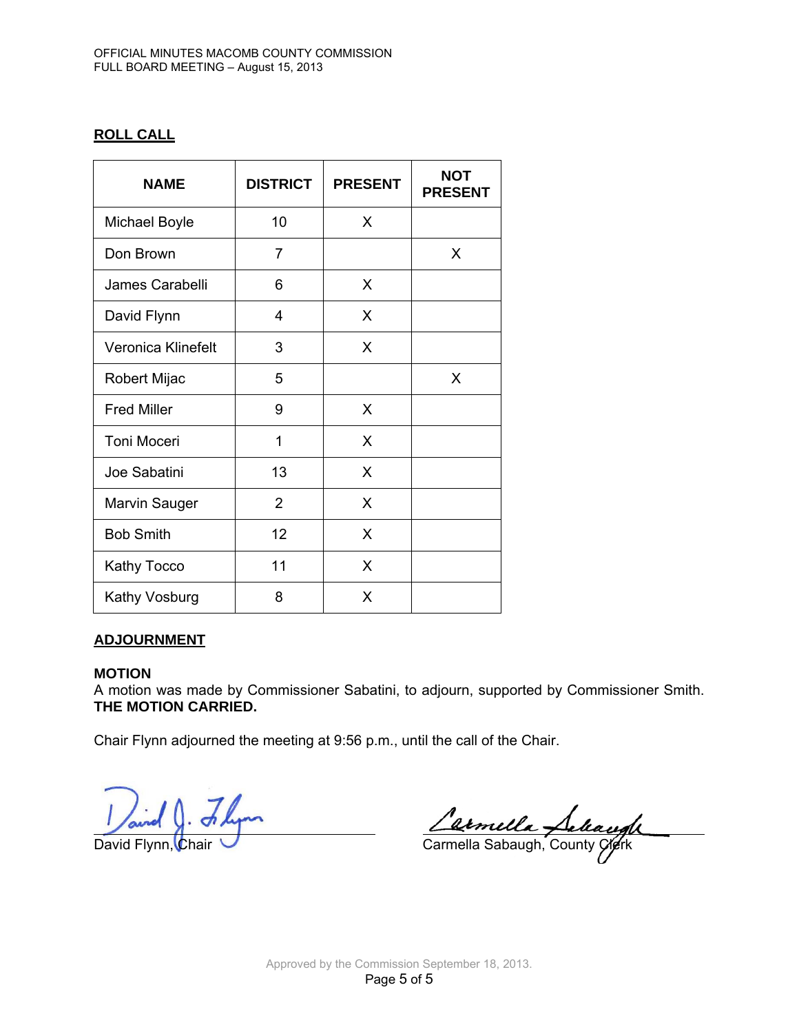## ROLL CALL

| NAME | DISTRICT | PRESENT | NOT PRESENT |
|---|---|---|---|
| Michael Boyle | 10 | X | |
| Don Brown | 7 | | X |
| James Carabelli | 6 | X | |
| David Flynn | 4 | X | |
| Veronica Klinefelt | 3 | X | |
| Robert Mijac | 5 | | X |
| Fred Miller | 9 | X | |
| Toni Moceri | 1 | X | |
| Joe Sabatini | 13 | X | |
| Marvin Sauger | 2 | X | |
| Bob Smith | 12 | X | |
| Kathy Tocco | 11 | X | |
| Kathy Vosburg | 8 | X | |

## ADJOURNMENT

**MOTION**
A motion was made by Commissioner Sabatini, to adjourn, supported by Commissioner Smith.
**THE MOTION CARRIED.**

Chair Flynn adjourned the meeting at 9:56 p.m., until the call of the Chair.

David Flynn, Chair

Carmella Sabaugh, County Clerk

Approved by the Commission September 18, 2013.